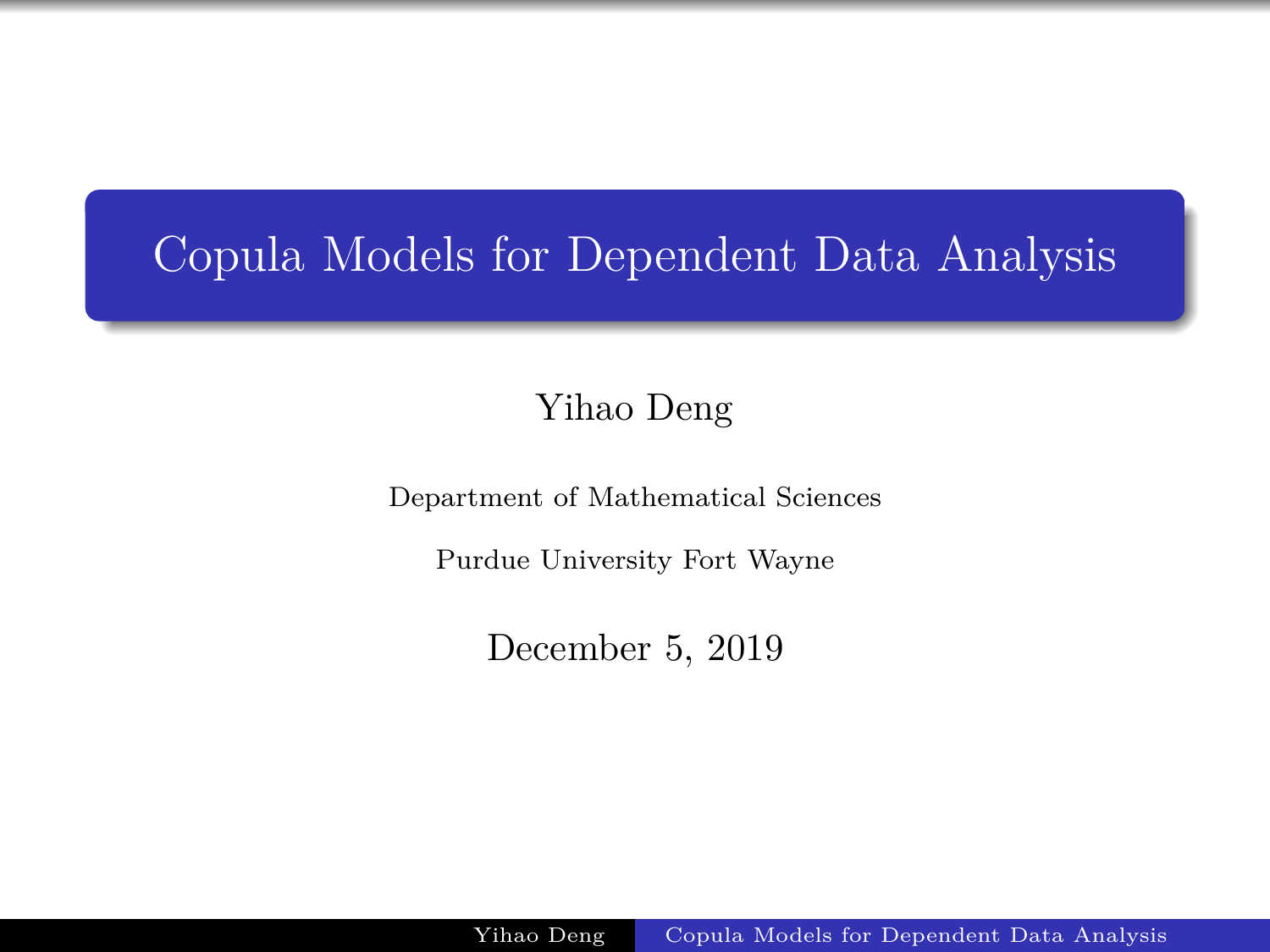# Copula Models for Dependent Data Analysis

Yihao Deng

Department of Mathematical Sciences

Purdue University Fort Wayne

December 5, 2019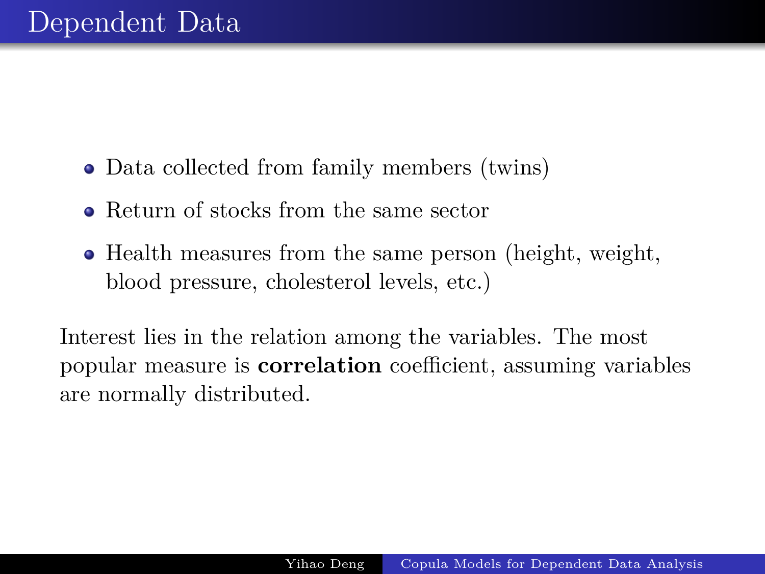# Dependent Data

- Data collected from family members (twins)
- Return of stocks from the same sector
- Health measures from the same person (height, weight, blood pressure, cholesterol levels, etc.)

Interest lies in the relation among the variables. The most popular measure is **correlation** coefficient, assuming variables are normally distributed.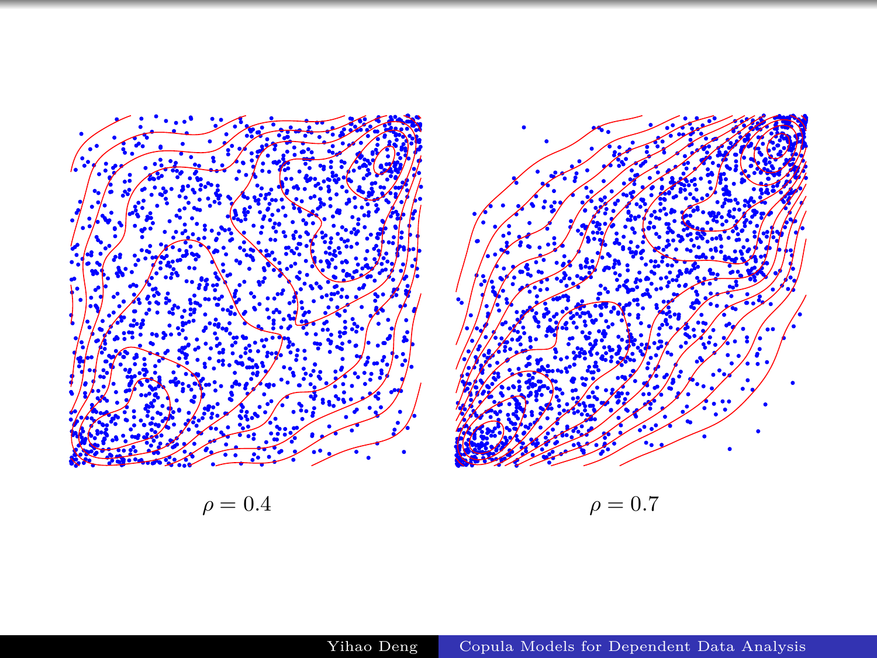$\rho = 0.4$

$\rho = 0.7$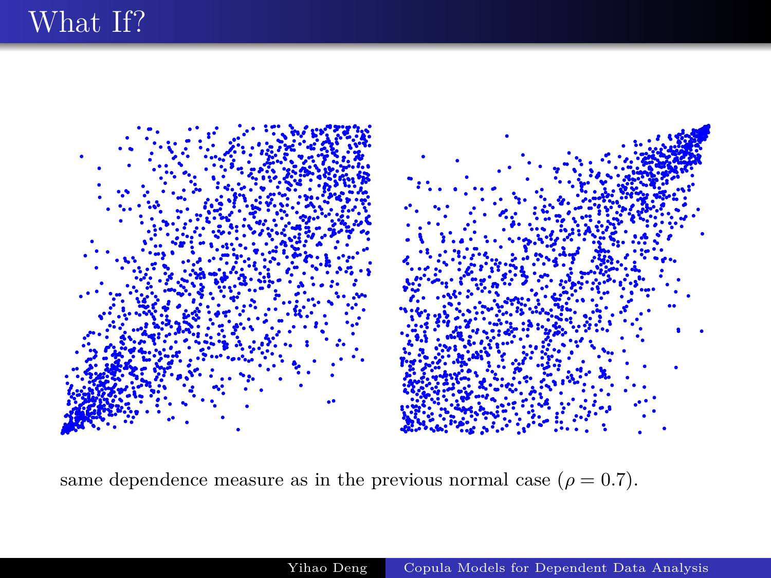# What If?

same dependence measure as in the previous normal case ($\rho = 0.7$).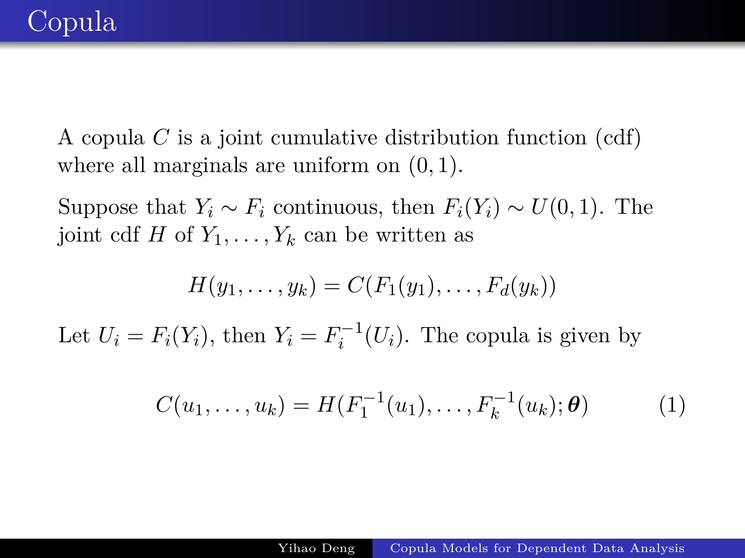# Copula

A copula $C$ is a joint cumulative distribution function (cdf) where all marginals are uniform on $(0, 1)$.

Suppose that $Y_i \sim F_i$ continuous, then $F_i(Y_i) \sim U(0, 1)$. The joint cdf $H$ of $Y_1, \ldots, Y_k$ can be written as

$$H(y_1, \ldots, y_k) = C(F_1(y_1), \ldots, F_d(y_k))$$

Let $U_i = F_i(Y_i)$, then $Y_i = F_i^{-1}(U_i)$. The copula is given by

$$C(u_1, \ldots, u_k) = H(F_1^{-1}(u_1), \ldots, F_k^{-1}(u_k); \boldsymbol{\theta}) \tag{1}$$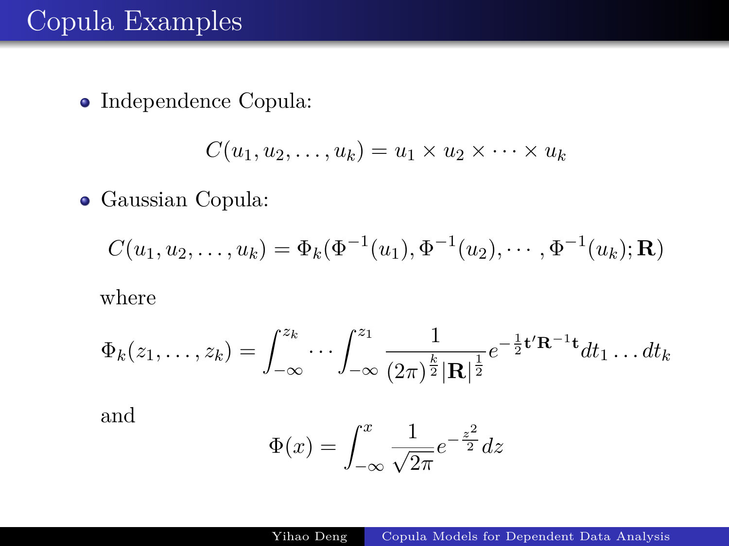# Copula Examples

- Independence Copula:

$$C(u_1, u_2, \ldots, u_k) = u_1 \times u_2 \times \cdots \times u_k$$

- Gaussian Copula:

$$C(u_1, u_2, \ldots, u_k) = \Phi_k(\Phi^{-1}(u_1), \Phi^{-1}(u_2), \cdots, \Phi^{-1}(u_k); \mathbf{R})$$

where

$$\Phi_k(z_1, \ldots, z_k) = \int_{-\infty}^{z_k} \cdots \int_{-\infty}^{z_1} \frac{1}{(2\pi)^{\frac{k}{2}} |\mathbf{R}|^{\frac{1}{2}}} e^{-\frac{1}{2}\mathbf{t}'\mathbf{R}^{-1}\mathbf{t}} dt_1 \ldots dt_k$$

and

$$\Phi(x) = \int_{-\infty}^{x} \frac{1}{\sqrt{2\pi}} e^{-\frac{z^2}{2}} dz$$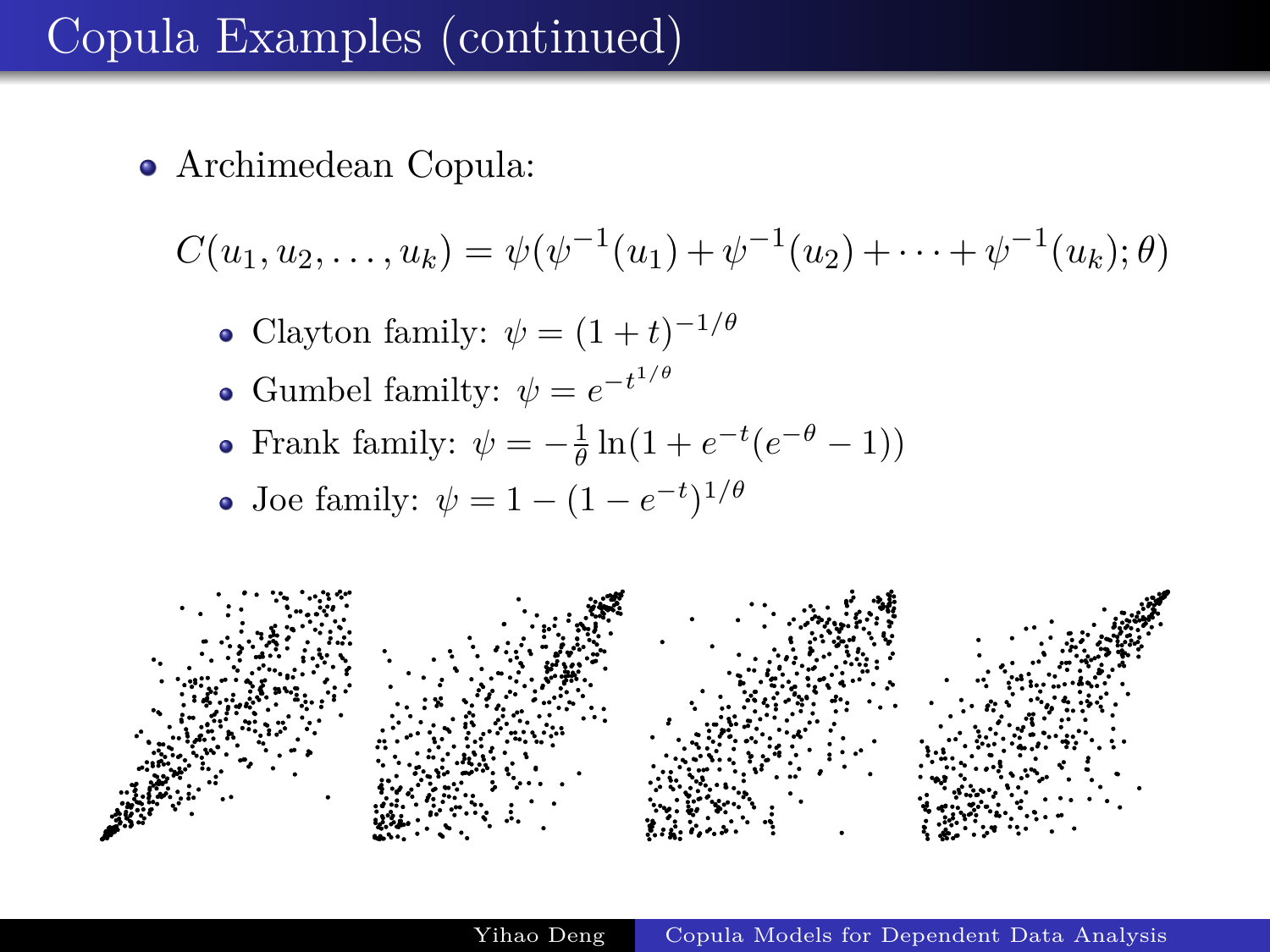# Copula Examples (continued)

- Archimedean Copula:

$$C(u_1, u_2, \ldots, u_k) = \psi(\psi^{-1}(u_1) + \psi^{-1}(u_2) + \cdots + \psi^{-1}(u_k); \theta)$$

  - Clayton family: $\psi = (1+t)^{-1/\theta}$
  - Gumbel familty: $\psi = e^{-t^{1/\theta}}$
  - Frank family: $\psi = -\frac{1}{\theta}\ln(1 + e^{-t}(e^{-\theta} - 1))$
  - Joe family: $\psi = 1 - (1 - e^{-t})^{1/\theta}$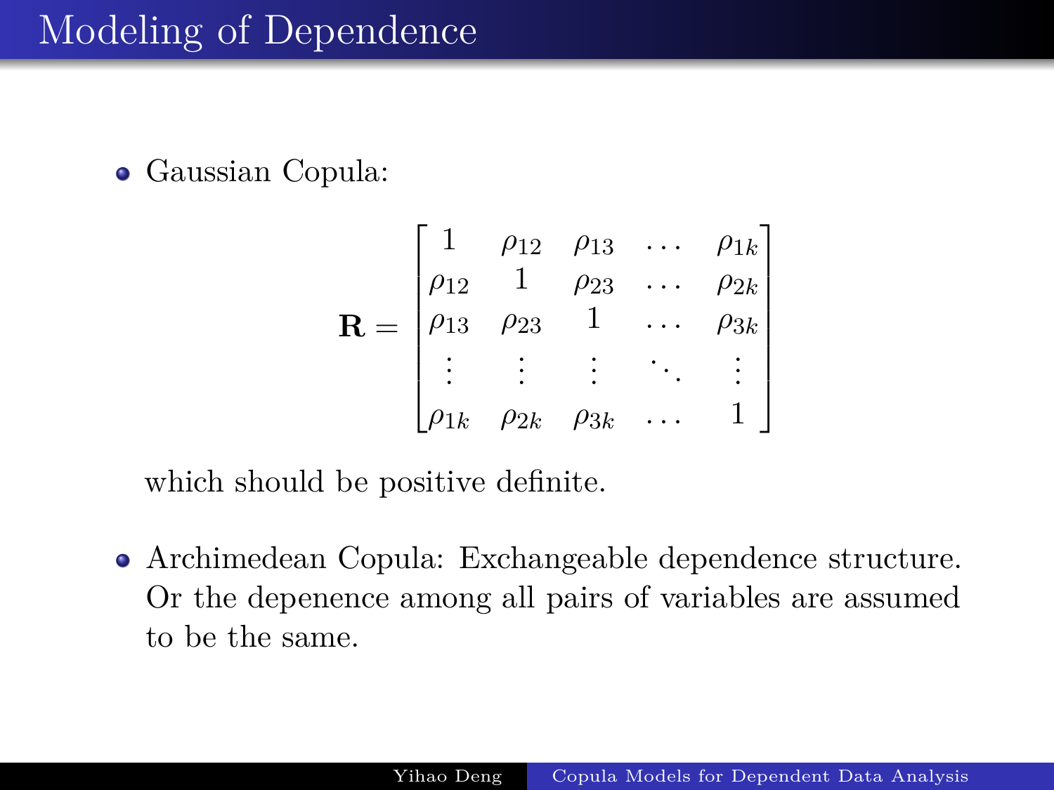# Modeling of Dependence

- Gaussian Copula:

$$\mathbf{R} = \begin{bmatrix} 1 & \rho_{12} & \rho_{13} & \dots & \rho_{1k} \\ \rho_{12} & 1 & \rho_{23} & \dots & \rho_{2k} \\ \rho_{13} & \rho_{23} & 1 & \dots & \rho_{3k} \\ \vdots & \vdots & \vdots & \ddots & \vdots \\ \rho_{1k} & \rho_{2k} & \rho_{3k} & \dots & 1 \end{bmatrix}$$

  which should be positive definite.

- Archimedean Copula: Exchangeable dependence structure. Or the depenence among all pairs of variables are assumed to be the same.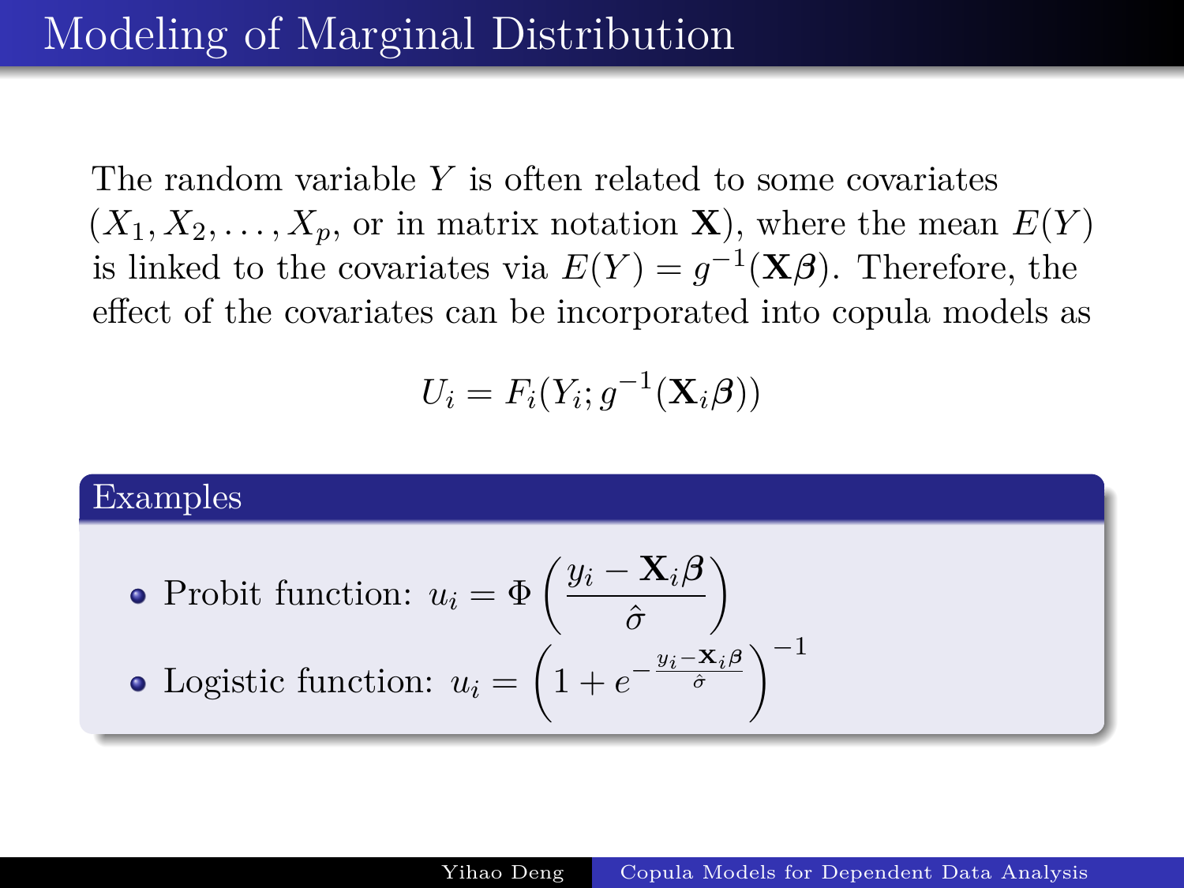# Modeling of Marginal Distribution

The random variable $Y$ is often related to some covariates ($X_1, X_2, \ldots, X_p$, or in matrix notation $\mathbf{X}$), where the mean $E(Y)$ is linked to the covariates via $E(Y) = g^{-1}(\mathbf{X}\boldsymbol{\beta})$. Therefore, the effect of the covariates can be incorporated into copula models as

$$U_i = F_i(Y_i; g^{-1}(\mathbf{X}_i\boldsymbol{\beta}))$$

## Examples

- Probit function: $u_i = \Phi\left(\frac{y_i - \mathbf{X}_i\boldsymbol{\beta}}{\hat{\sigma}}\right)$
- Logistic function: $u_i = \left(1 + e^{-\frac{y_i - \mathbf{X}_i\boldsymbol{\beta}}{\hat{\sigma}}}\right)^{-1}$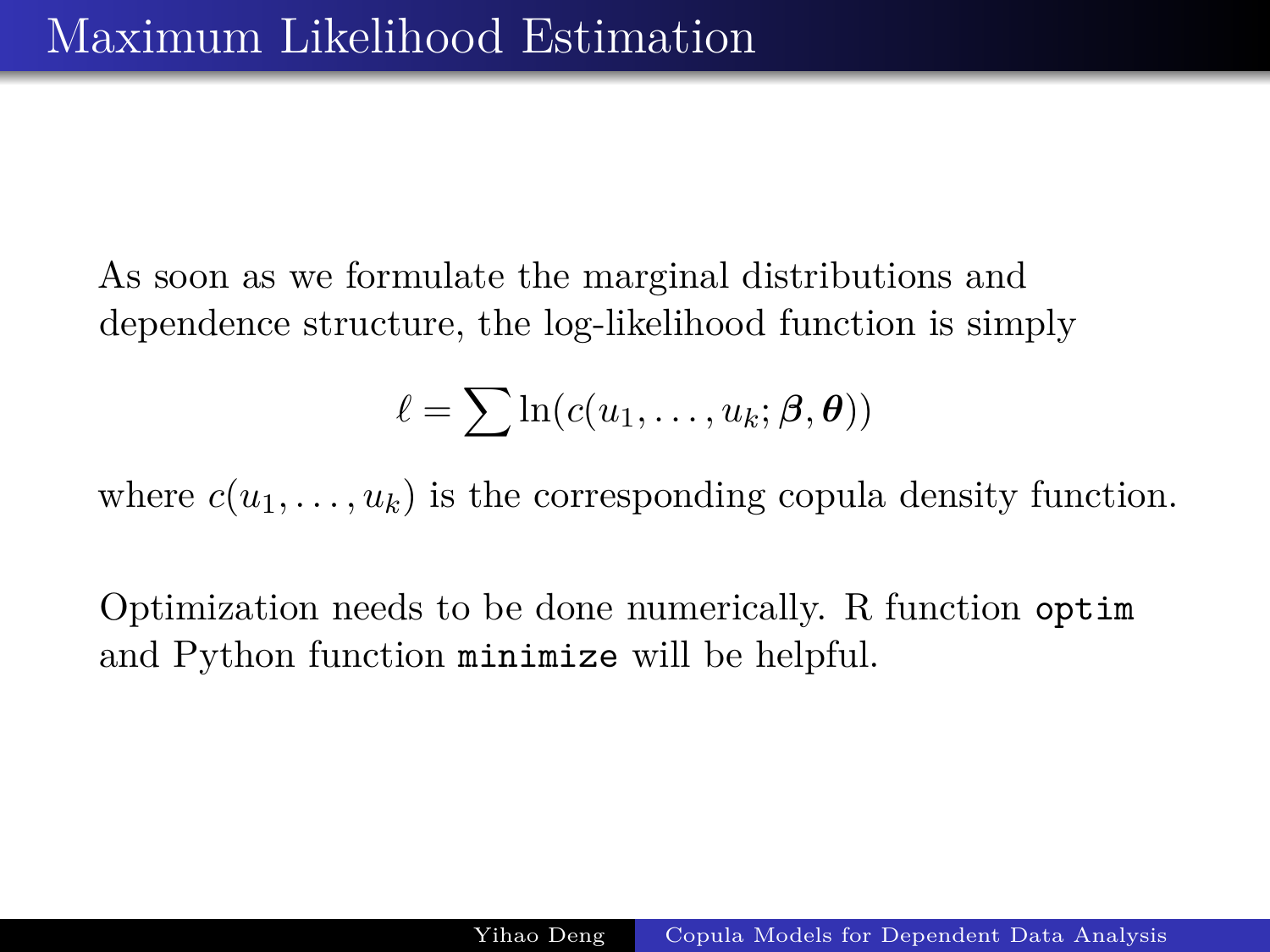# Maximum Likelihood Estimation

As soon as we formulate the marginal distributions and dependence structure, the log-likelihood function is simply

$$\ell = \sum \ln(c(u_1, \ldots, u_k; \boldsymbol{\beta}, \boldsymbol{\theta}))$$

where $c(u_1, \ldots, u_k)$ is the corresponding copula density function.

Optimization needs to be done numerically. R function `optim` and Python function `minimize` will be helpful.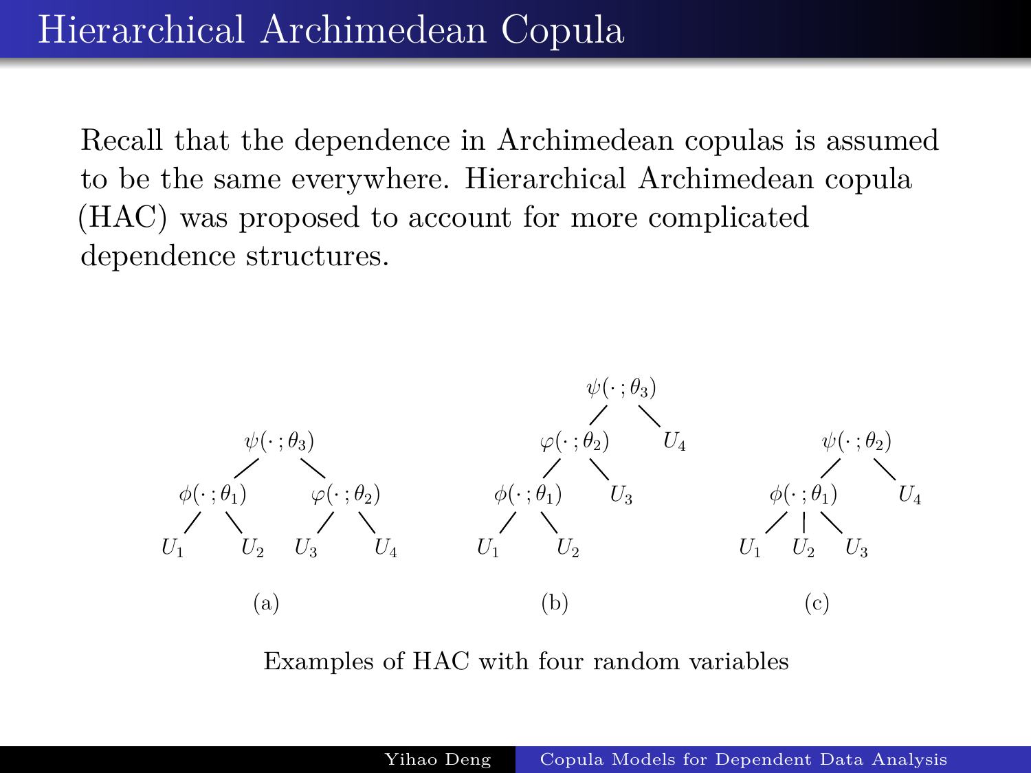# Hierarchical Archimedean Copula

Recall that the dependence in Archimedean copulas is assumed to be the same everywhere. Hierarchical Archimedean copula (HAC) was proposed to account for more complicated dependence structures.

(a) Root $\psi(\cdot\,;\theta_3)$ with children $\phi(\cdot\,;\theta_1)$ (leaves $U_1$, $U_2$) and $\varphi(\cdot\,;\theta_2)$ (leaves $U_3$, $U_4$).

(b) Root $\psi(\cdot\,;\theta_3)$ with children $\varphi(\cdot\,;\theta_2)$ and $U_4$; $\varphi(\cdot\,;\theta_2)$ has children $\phi(\cdot\,;\theta_1)$ and $U_3$; $\phi(\cdot\,;\theta_1)$ has leaves $U_1$, $U_2$.

(c) Root $\psi(\cdot\,;\theta_2)$ with children $\phi(\cdot\,;\theta_1)$ and $U_4$; $\phi(\cdot\,;\theta_1)$ has leaves $U_1$, $U_2$, $U_3$.

Examples of HAC with four random variables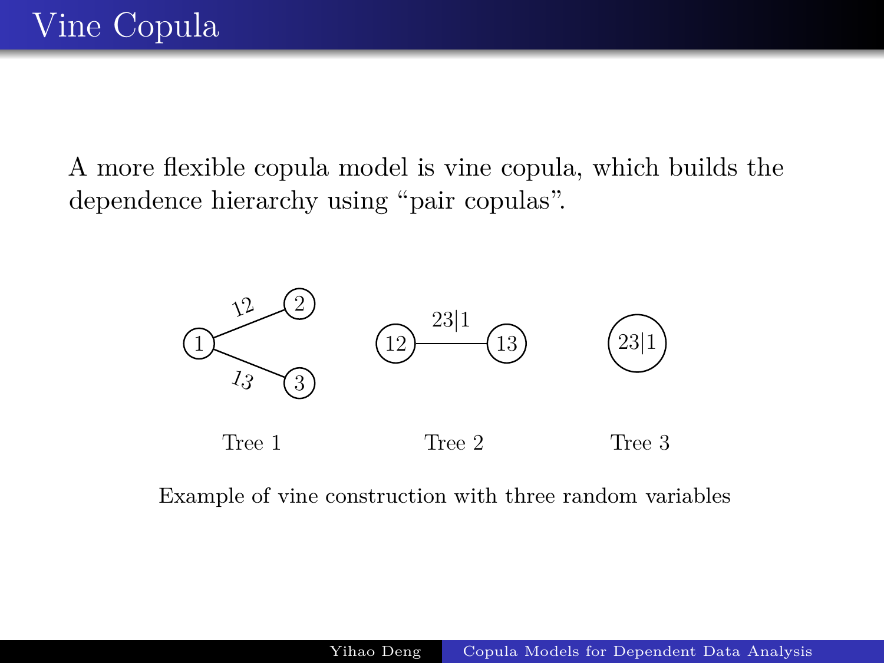# Vine Copula

A more flexible copula model is vine copula, which builds the dependence hierarchy using “pair copulas”.

Tree 1 Tree 2 Tree 3

Example of vine construction with three random variables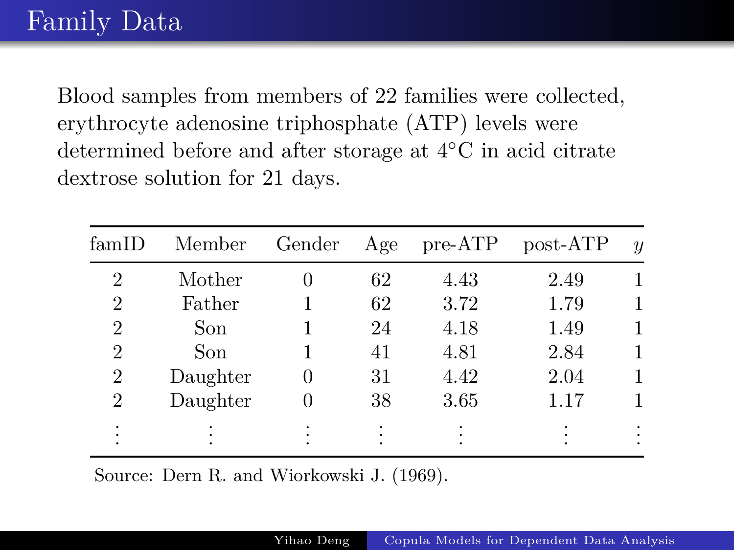# Family Data

Blood samples from members of 22 families were collected, erythrocyte adenosine triphosphate (ATP) levels were determined before and after storage at 4°C in acid citrate dextrose solution for 21 days.

| famID | Member | Gender | Age | pre-ATP | post-ATP | $y$ |
|---|---|---|---|---|---|---|
| 2 | Mother | 0 | 62 | 4.43 | 2.49 | 1 |
| 2 | Father | 1 | 62 | 3.72 | 1.79 | 1 |
| 2 | Son | 1 | 24 | 4.18 | 1.49 | 1 |
| 2 | Son | 1 | 41 | 4.81 | 2.84 | 1 |
| 2 | Daughter | 0 | 31 | 4.42 | 2.04 | 1 |
| 2 | Daughter | 0 | 38 | 3.65 | 1.17 | 1 |
| ⋮ | ⋮ | ⋮ | ⋮ | ⋮ | ⋮ | ⋮ |

Source: Dern R. and Wiorkowski J. (1969).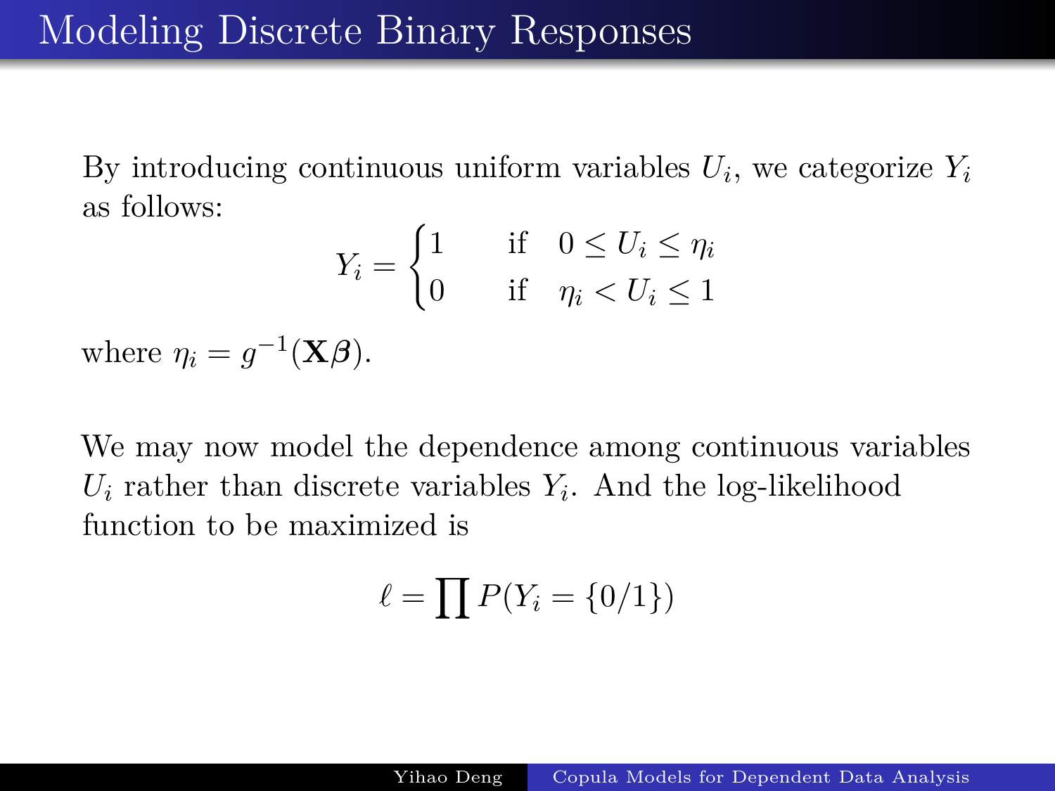# Modeling Discrete Binary Responses

By introducing continuous uniform variables $U_i$, we categorize $Y_i$ as follows:

$$Y_i = \begin{cases} 1 & \text{if} \quad 0 \leq U_i \leq \eta_i \\ 0 & \text{if} \quad \eta_i < U_i \leq 1 \end{cases}$$

where $\eta_i = g^{-1}(\mathbf{X}\boldsymbol{\beta})$.

We may now model the dependence among continuous variables $U_i$ rather than discrete variables $Y_i$. And the log-likelihood function to be maximized is

$$\ell = \prod P(Y_i = \{0/1\})$$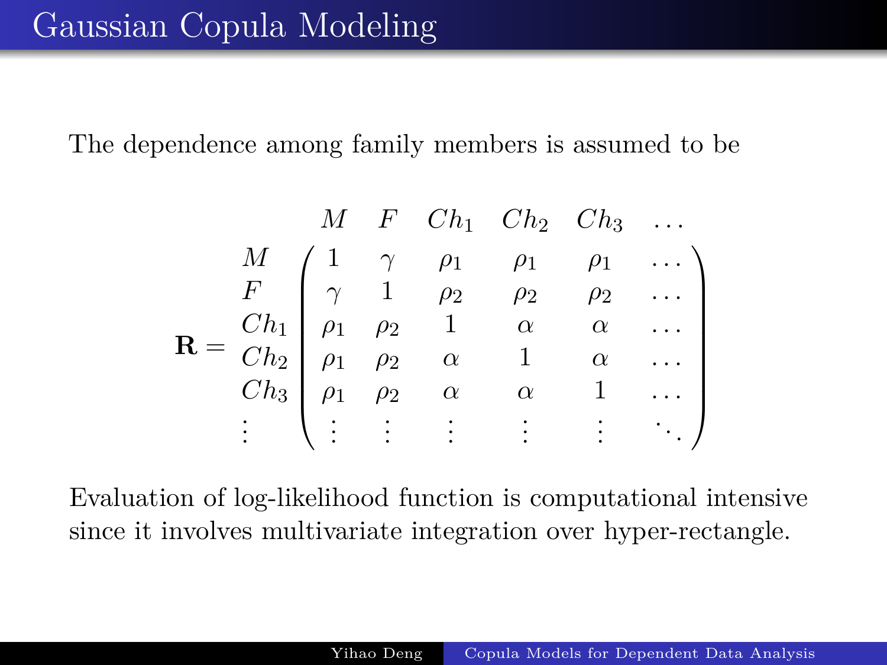# Gaussian Copula Modeling

The dependence among family members is assumed to be

$$
\mathbf{R} = \begin{array}{c} \\ M \\ F \\ Ch_1 \\ Ch_2 \\ Ch_3 \\ \vdots \end{array}
\begin{array}{c}
\begin{array}{cccccc} M & F & Ch_1 & Ch_2 & Ch_3 & \dots \end{array} \\
\begin{pmatrix}
1 & \gamma & \rho_1 & \rho_1 & \rho_1 & \dots \\
\gamma & 1 & \rho_2 & \rho_2 & \rho_2 & \dots \\
\rho_1 & \rho_2 & 1 & \alpha & \alpha & \dots \\
\rho_1 & \rho_2 & \alpha & 1 & \alpha & \dots \\
\rho_1 & \rho_2 & \alpha & \alpha & 1 & \dots \\
\vdots & \vdots & \vdots & \vdots & \vdots & \ddots
\end{pmatrix}
\end{array}
$$

Evaluation of log-likelihood function is computational intensive since it involves multivariate integration over hyper-rectangle.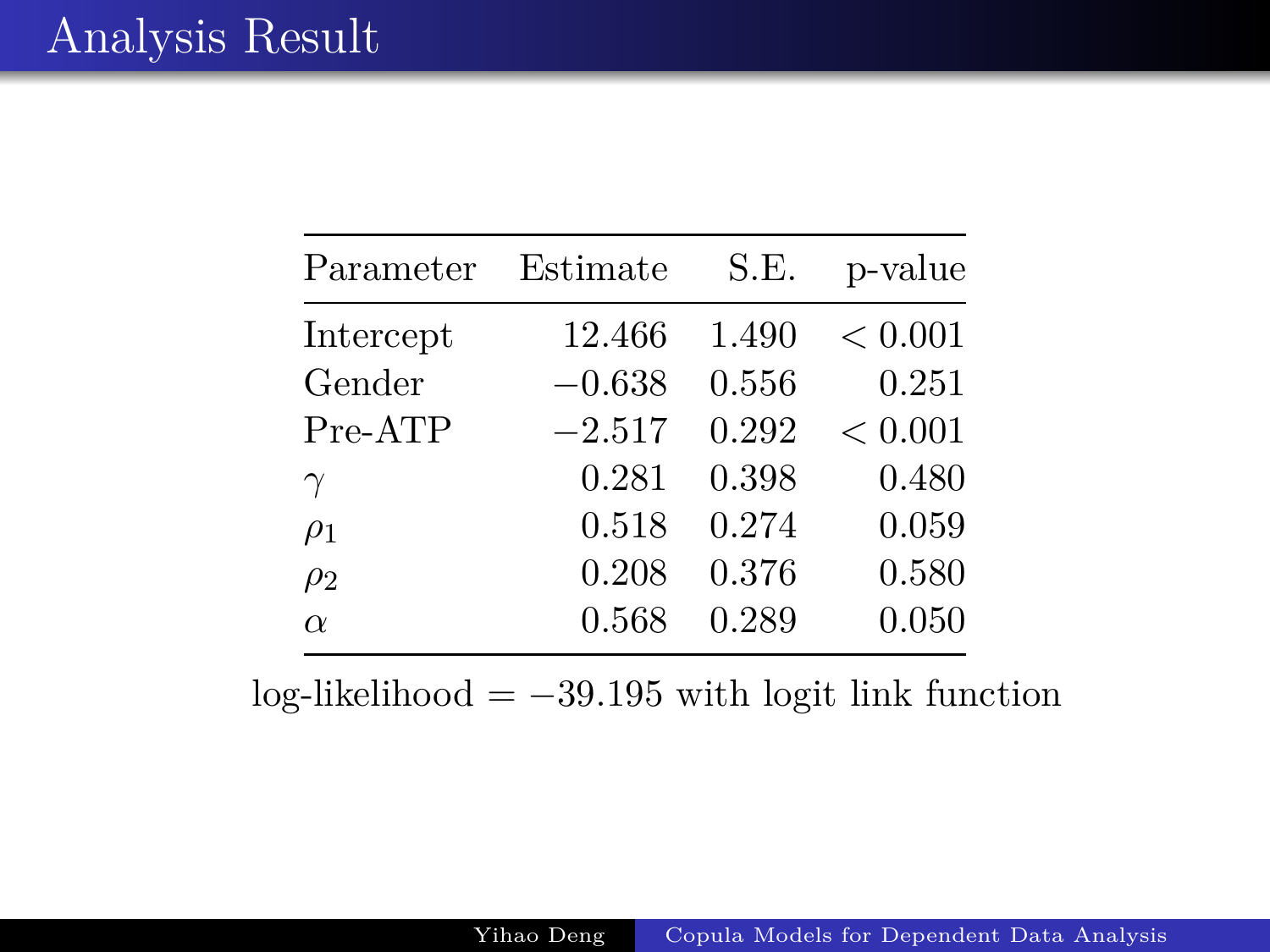# Analysis Result

| Parameter | Estimate | S.E. | p-value |
|---|---|---|---|
| Intercept | 12.466 | 1.490 | $< 0.001$ |
| Gender | $-0.638$ | 0.556 | 0.251 |
| Pre-ATP | $-2.517$ | 0.292 | $< 0.001$ |
| $\gamma$ | 0.281 | 0.398 | 0.480 |
| $\rho_1$ | 0.518 | 0.274 | 0.059 |
| $\rho_2$ | 0.208 | 0.376 | 0.580 |
| $\alpha$ | 0.568 | 0.289 | 0.050 |

log-likelihood $= -39.195$ with logit link function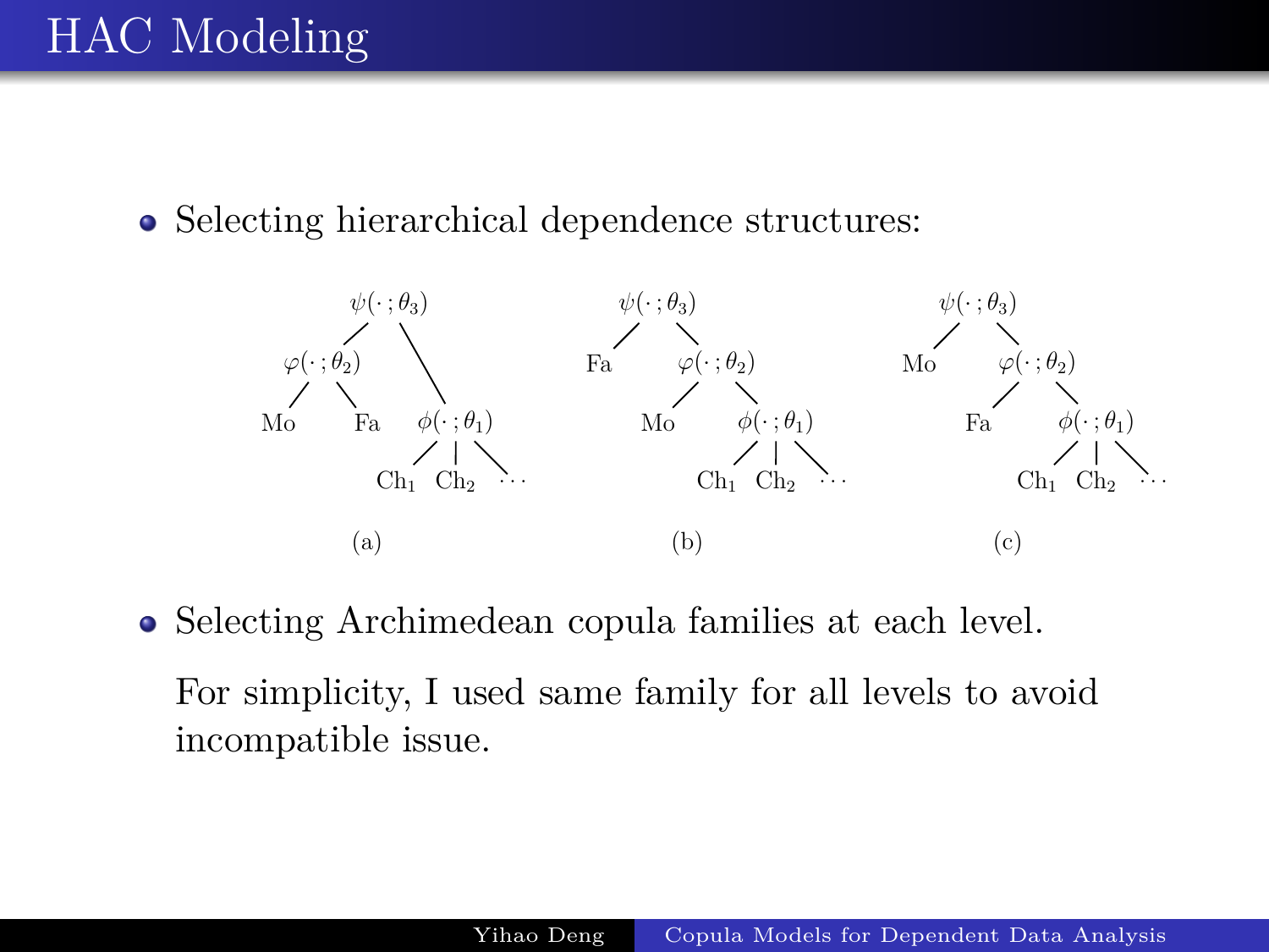# HAC Modeling

- Selecting hierarchical dependence structures:

(a) (b) (c)

- Selecting Archimedean copula families at each level.

  For simplicity, I used same family for all levels to avoid incompatible issue.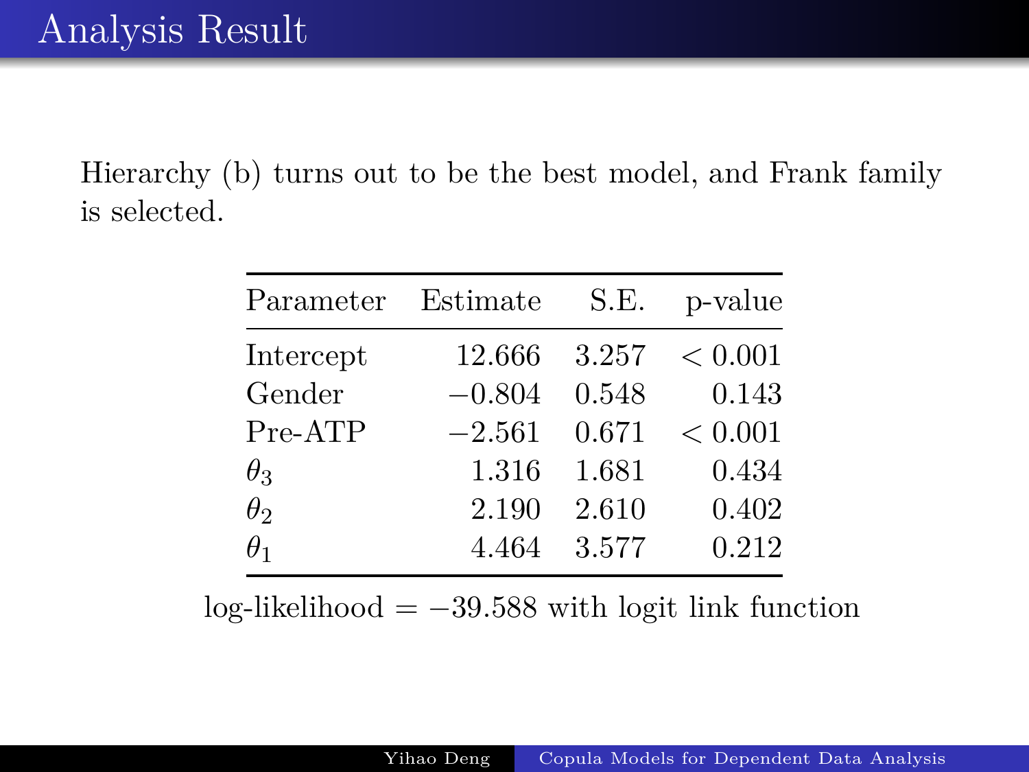# Analysis Result

Hierarchy (b) turns out to be the best model, and Frank family is selected.

| Parameter | Estimate | S.E. | p-value |
|---|---|---|---|
| Intercept | 12.666 | 3.257 | $< 0.001$ |
| Gender | $-0.804$ | 0.548 | 0.143 |
| Pre-ATP | $-2.561$ | 0.671 | $< 0.001$ |
| $\theta_3$ | 1.316 | 1.681 | 0.434 |
| $\theta_2$ | 2.190 | 2.610 | 0.402 |
| $\theta_1$ | 4.464 | 3.577 | 0.212 |

log-likelihood $= -39.588$ with logit link function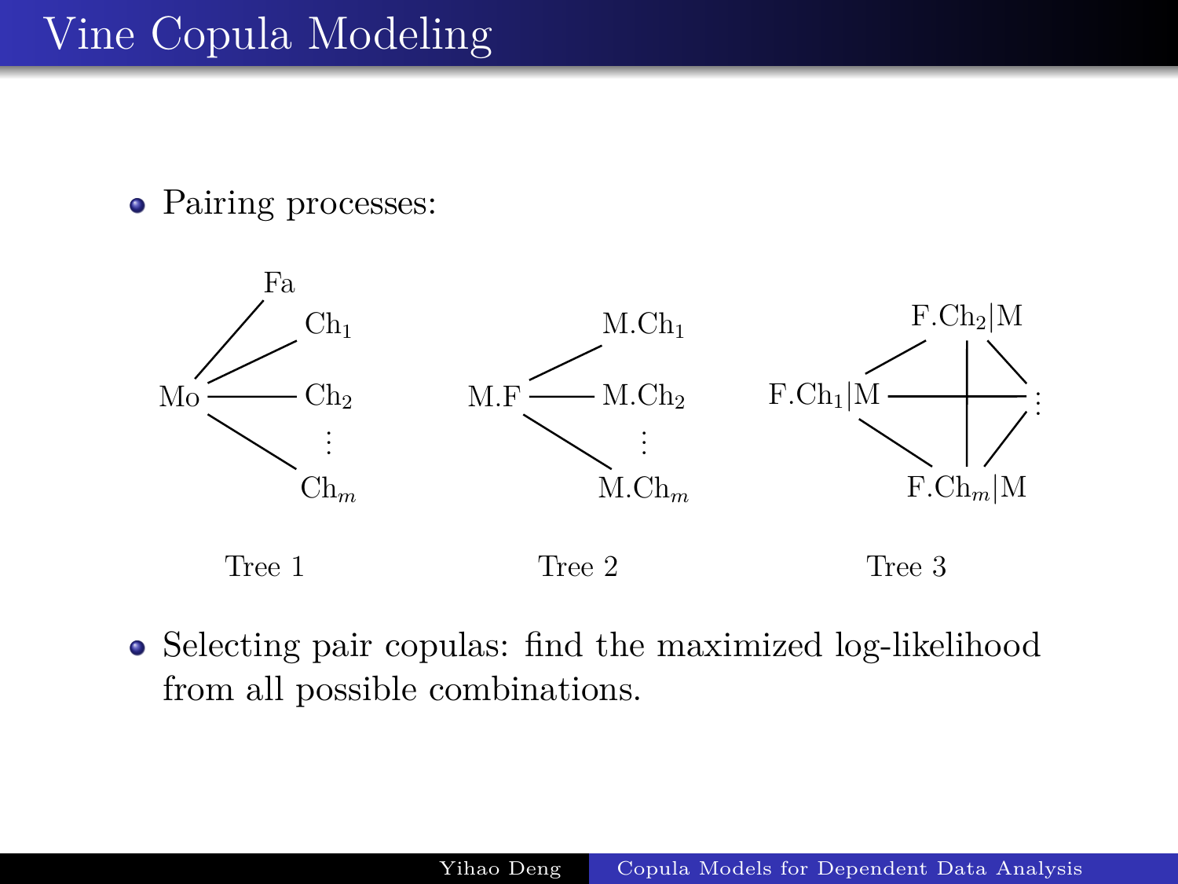# Vine Copula Modeling

- Pairing processes:

Tree 1: Mo — Fa, Mo — $Ch_1$, Mo — $Ch_2$, ⋮, Mo — $Ch_m$

Tree 2: M.F — M.$Ch_1$, M.F — M.$Ch_2$, ⋮, M.F — M.$Ch_m$

Tree 3: F.$Ch_1$|M, F.$Ch_2$|M, ⋮, F.$Ch_m$|M

- Selecting pair copulas: find the maximized log-likelihood from all possible combinations.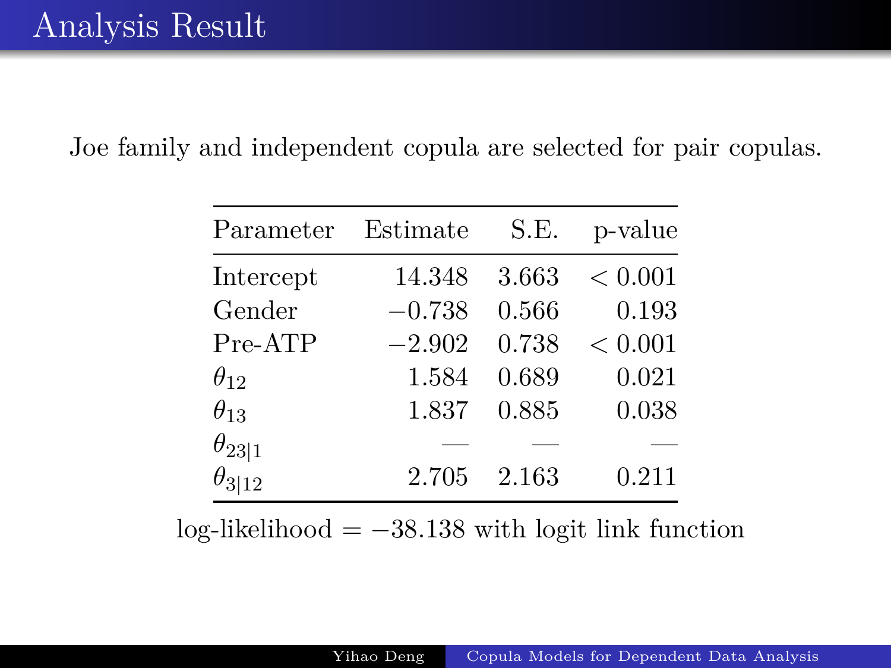# Analysis Result

Joe family and independent copula are selected for pair copulas.

| Parameter | Estimate | S.E. | p-value |
|---|---|---|---|
| Intercept | 14.348 | 3.663 | $< 0.001$ |
| Gender | $-0.738$ | 0.566 | 0.193 |
| Pre-ATP | $-2.902$ | 0.738 | $< 0.001$ |
| $\theta_{12}$ | 1.584 | 0.689 | 0.021 |
| $\theta_{13}$ | 1.837 | 0.885 | 0.038 |
| $\theta_{23\|1}$ | — | — | — |
| $\theta_{3\|12}$ | 2.705 | 2.163 | 0.211 |

log-likelihood $= -38.138$ with logit link function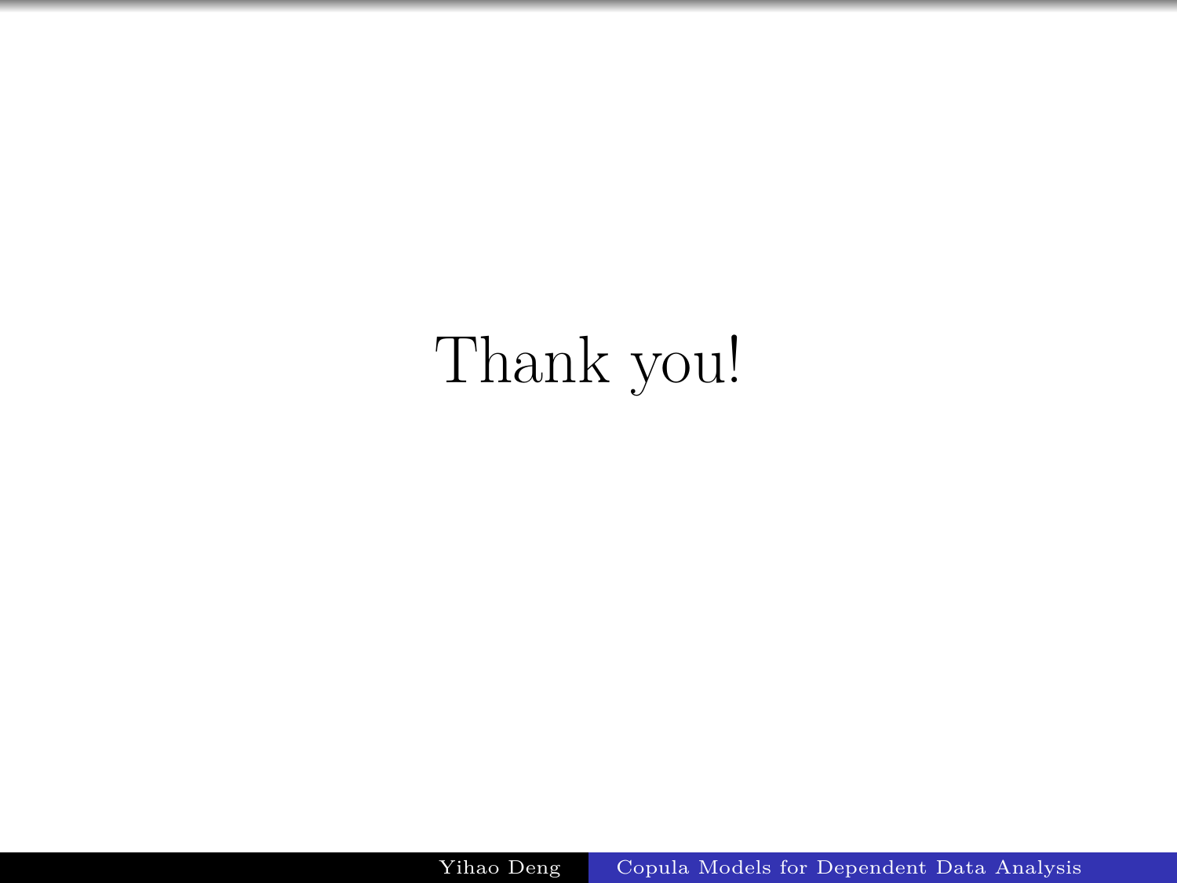Thank you!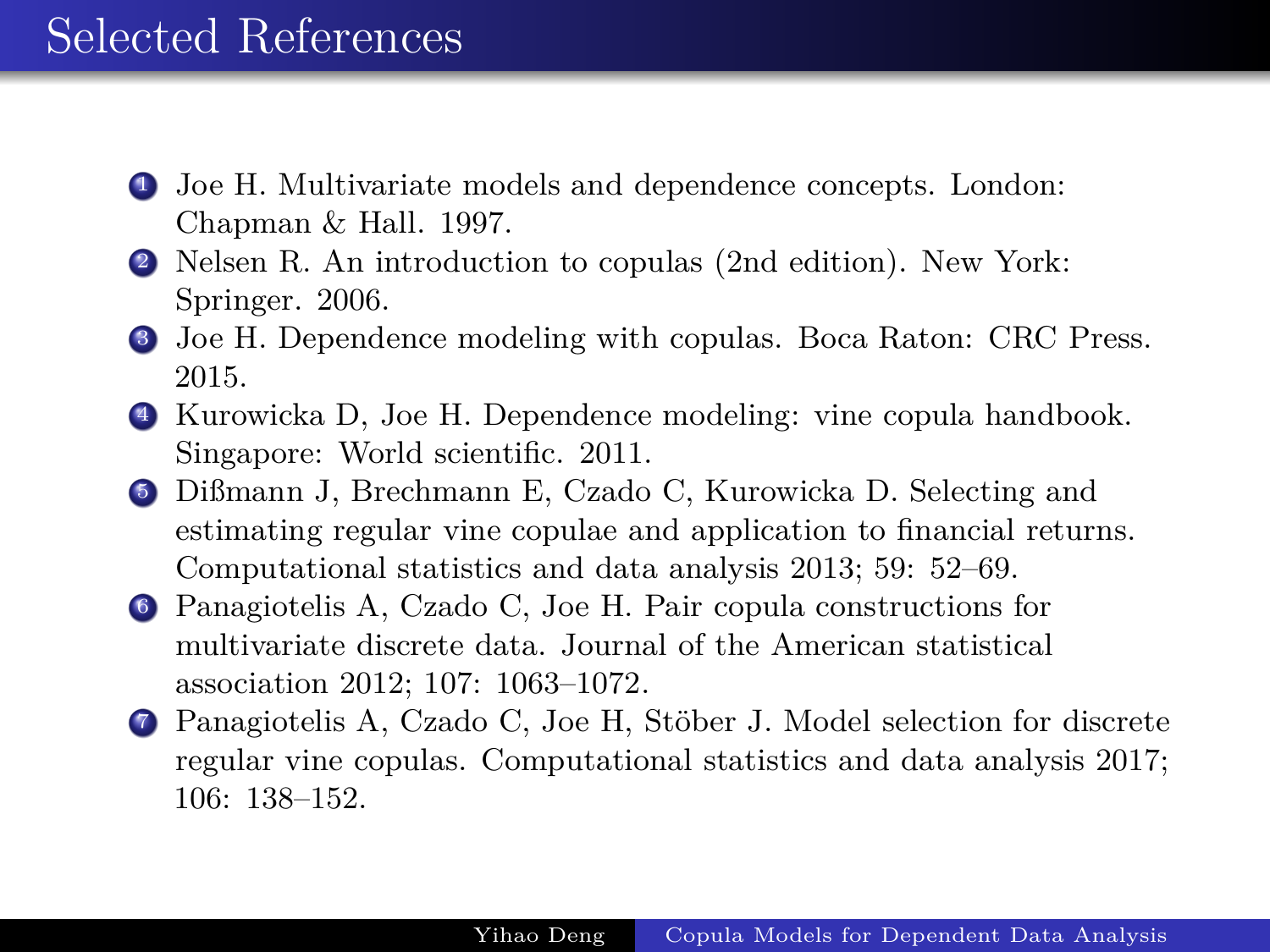# Selected References

1. Joe H. Multivariate models and dependence concepts. London: Chapman & Hall. 1997.
2. Nelsen R. An introduction to copulas (2nd edition). New York: Springer. 2006.
3. Joe H. Dependence modeling with copulas. Boca Raton: CRC Press. 2015.
4. Kurowicka D, Joe H. Dependence modeling: vine copula handbook. Singapore: World scientific. 2011.
5. Dißmann J, Brechmann E, Czado C, Kurowicka D. Selecting and estimating regular vine copulae and application to financial returns. Computational statistics and data analysis 2013; 59: 52–69.
6. Panagiotelis A, Czado C, Joe H. Pair copula constructions for multivariate discrete data. Journal of the American statistical association 2012; 107: 1063–1072.
7. Panagiotelis A, Czado C, Joe H, Stöber J. Model selection for discrete regular vine copulas. Computational statistics and data analysis 2017; 106: 138–152.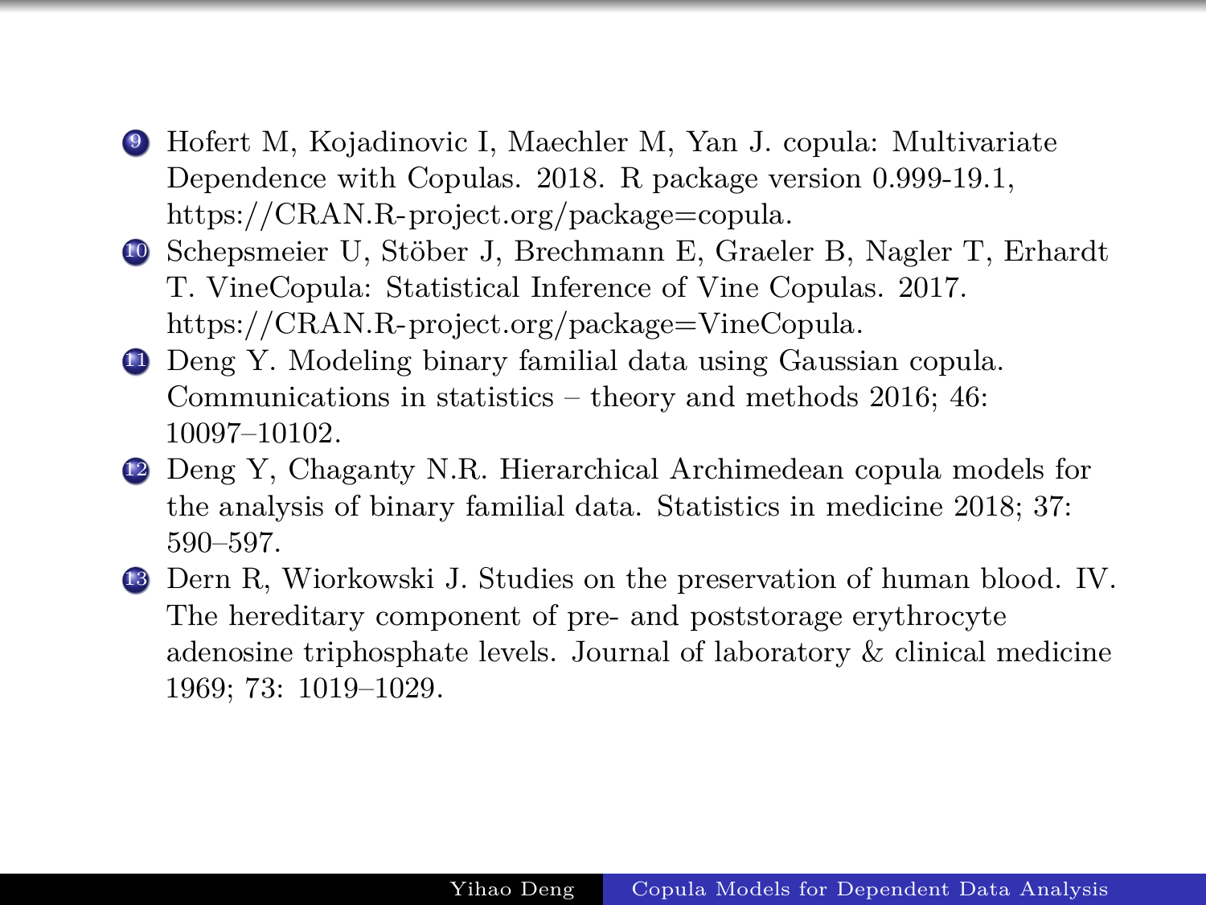9. Hofert M, Kojadinovic I, Maechler M, Yan J. copula: Multivariate Dependence with Copulas. 2018. R package version 0.999-19.1, https://CRAN.R-project.org/package=copula.
10. Schepsmeier U, Stöber J, Brechmann E, Graeler B, Nagler T, Erhardt T. VineCopula: Statistical Inference of Vine Copulas. 2017. https://CRAN.R-project.org/package=VineCopula.
11. Deng Y. Modeling binary familial data using Gaussian copula. Communications in statistics – theory and methods 2016; 46: 10097–10102.
12. Deng Y, Chaganty N.R. Hierarchical Archimedean copula models for the analysis of binary familial data. Statistics in medicine 2018; 37: 590–597.
13. Dern R, Wiorkowski J. Studies on the preservation of human blood. IV. The hereditary component of pre- and poststorage erythrocyte adenosine triphosphate levels. Journal of laboratory & clinical medicine 1969; 73: 1019–1029.